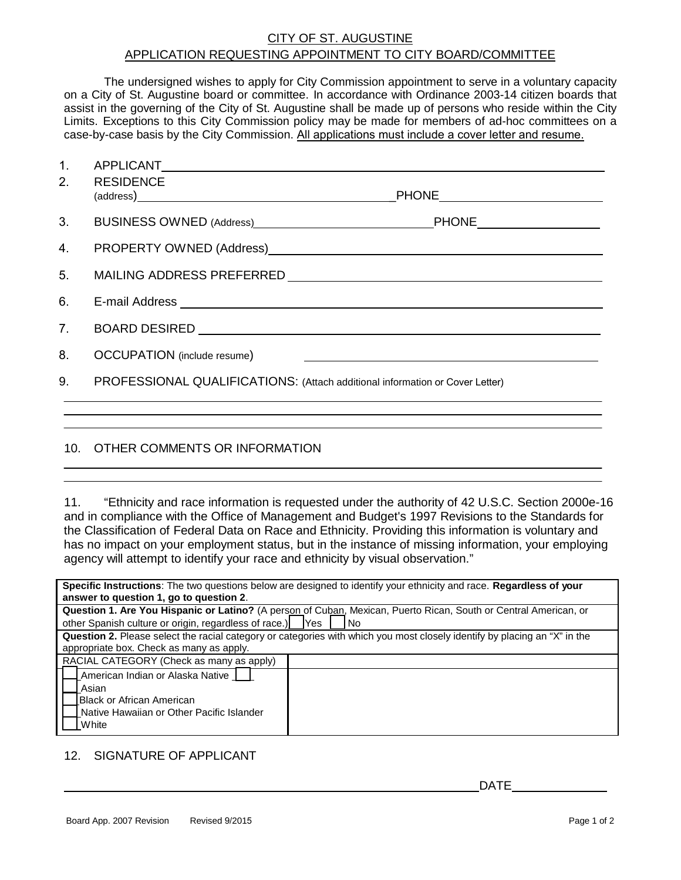# CITY OF ST. AUGUSTINE

## APPLICATION REQUESTING APPOINTMENT TO CITY BOARD/COMMITTEE

The undersigned wishes to apply for City Commission appointment to serve in a voluntary capacity on a City of St. Augustine board or committee. In accordance with Ordinance 2003-14 citizen boards that assist in the governing of the City of St. Augustine shall be made up of persons who reside within the City Limits. Exceptions to this City Commission policy may be made for members of ad-hoc committees on a case-by-case basis by the City Commission. All applications must include a cover letter and resume.

1. APPLICANT ______________________________
2. RESIDENCE (address) ______________________________ PHONE ______________________________
3. BUSINESS OWNED (Address) ______________________________ PHONE ______________________________
4. PROPERTY OWNED (Address) ______________________________
5. MAILING ADDRESS PREFERRED ______________________________
6. E-mail Address ______________________________
7. BOARD DESIRED ______________________________
8. OCCUPATION (include resume) ______________________________
9. PROFESSIONAL QUALIFICATIONS: (Attach additional information or Cover Letter)

______________________________

______________________________

______________________________

10. OTHER COMMENTS OR INFORMATION

______________________________

______________________________

11. "Ethnicity and race information is requested under the authority of 42 U.S.C. Section 2000e-16 and in compliance with the Office of Management and Budget's 1997 Revisions to the Standards for the Classification of Federal Data on Race and Ethnicity. Providing this information is voluntary and has no impact on your employment status, but in the instance of missing information, your employing agency will attempt to identify your race and ethnicity by visual observation."

| **Specific Instructions**: The two questions below are designed to identify your ethnicity and race. **Regardless of your answer to question 1, go to question 2**. | |
|---|---|
| **Question 1. Are You Hispanic or Latino?** (A person of Cuban, Mexican, Puerto Rican, South or Central American, or other Spanish culture or origin, regardless of race.) ☐ Yes ☐ No | |
| **Question 2.** Please select the racial category or categories with which you most closely identify by placing an "X" in the appropriate box. Check as many as apply. | |
| RACIAL CATEGORY (Check as many as apply) | |
| ☐ American Indian or Alaska Native ☐<br>☐ Asian<br>☐ Black or African American<br>☐ Native Hawaiian or Other Pacific Islander<br>☐ White | |

12. SIGNATURE OF APPLICANT

______________________________ DATE ______________

Board App. 2007 Revision Revised 9/2015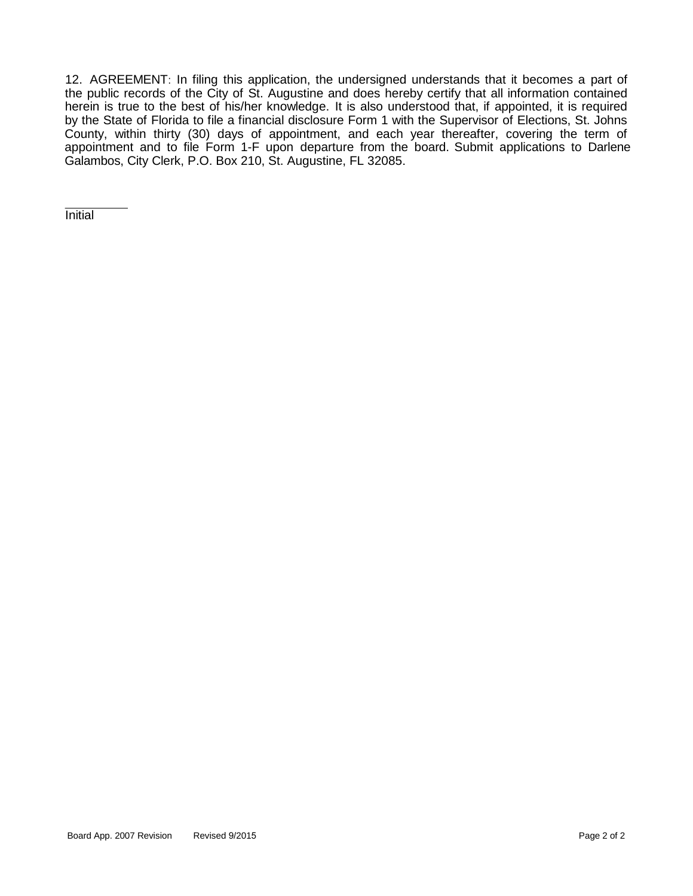12. AGREEMENT: In filing this application, the undersigned understands that it becomes a part of the public records of the City of St. Augustine and does hereby certify that all information contained herein is true to the best of his/her knowledge. It is also understood that, if appointed, it is required by the State of Florida to file a financial disclosure Form 1 with the Supervisor of Elections, St. Johns County, within thirty (30) days of appointment, and each year thereafter, covering the term of appointment and to file Form 1-F upon departure from the board. Submit applications to Darlene Galambos, City Clerk, P.O. Box 210, St. Augustine, FL 32085.

\_\_\_\_\_\_\_\_\_\_
Initial

Board App. 2007 Revision  Revised 9/2015